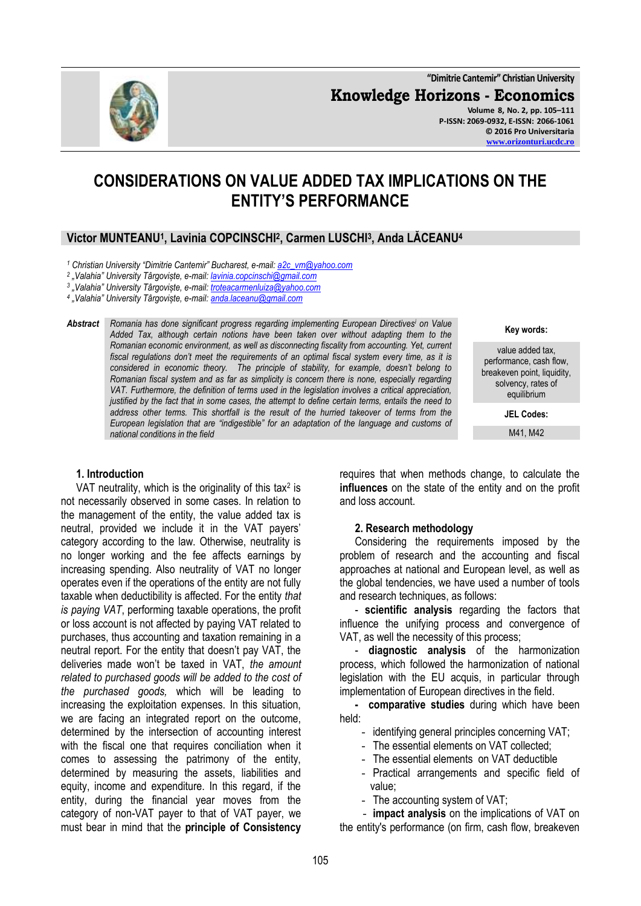"Dimitrie Cantemir" Christian University

**Knowledge Horizons - Economics**

# CONSIDERATIONS ON VALUE ADDED TAX IMPLICATIONS ON THE ENTITY'S PERFORMANCE

**Victor MUNTEANU[1], Lavinia COPCINSCHI[2], Carmen LUSCHI[3], Anda LĂCEANU[4]**

[1] *Christian University "Dimitrie Cantemir" Bucharest, e-mail: a2c_vm@yahoo.com*
[2] *„Valahia" University Târgoviște, e-mail: lavinia.copcinschi@gmail.com*
[3] *„Valahia" University Târgoviște, e-mail: troteacarmenluiza@yahoo.com*
[4] *„Valahia" University Târgoviște, e-mail: anda.laceanu@gmail.com*

**Abstract** *Romania has done significant progress regarding implementing European Directives[i] on Value Added Tax, although certain notions have been taken over without adapting them to the Romanian economic environment, as well as disconnecting fiscality from accounting. Yet, current fiscal regulations don't meet the requirements of an optimal fiscal system every time, as it is considered in economic theory. The principle of stability, for example, doesn't belong to Romanian fiscal system and as far as simplicity is concern there is none, especially regarding VAT. Furthermore, the definition of terms used in the legislation involves a critical appreciation, justified by the fact that in some cases, the attempt to define certain terms, entails the need to address other terms. This shortfall is the result of the hurried takeover of terms from the European legislation that are "indigestible" for an adaptation of the language and customs of national conditions in the field*

**Key words:** value added tax, performance, cash flow, breakeven point, liquidity, solvency, rates of equilibrium

**JEL Codes:** M41, M42

## 1. Introduction

VAT neutrality, which is the originality of this tax[2] is not necessarily observed in some cases. In relation to the management of the entity, the value added tax is neutral, provided we include it in the VAT payers' category according to the law. Otherwise, neutrality is no longer working and the fee affects earnings by increasing spending. Also neutrality of VAT no longer operates even if the operations of the entity are not fully taxable when deductibility is affected. For the entity *that is paying VAT*, performing taxable operations, the profit or loss account is not affected by paying VAT related to purchases, thus accounting and taxation remaining in a neutral report. For the entity that doesn't pay VAT, the deliveries made won't be taxed in VAT, *the amount related to purchased goods will be added to the cost of the purchased goods,* which will be leading to increasing the exploitation expenses. In this situation, we are facing an integrated report on the outcome, determined by the intersection of accounting interest with the fiscal one that requires conciliation when it comes to assessing the patrimony of the entity, determined by measuring the assets, liabilities and equity, income and expenditure. In this regard, if the entity, during the financial year moves from the category of non-VAT payer to that of VAT payer, we must bear in mind that the **principle of Consistency** requires that when methods change, to calculate the **influences** on the state of the entity and on the profit and loss account.

## 2. Research methodology

Considering the requirements imposed by the problem of research and the accounting and fiscal approaches at national and European level, as well as the global tendencies, we have used a number of tools and research techniques, as follows:

- **scientific analysis** regarding the factors that influence the unifying process and convergence of VAT, as well the necessity of this process;
- **diagnostic analysis** of the harmonization process, which followed the harmonization of national legislation with the EU acquis, in particular through implementation of European directives in the field.
- **comparative studies** during which have been held:
  - identifying general principles concerning VAT;
  - The essential elements on VAT collected;
  - The essential elements on VAT deductible
  - Practical arrangements and specific field of value;
  - The accounting system of VAT;
- **impact analysis** on the implications of VAT on the entity's performance (on firm, cash flow, breakeven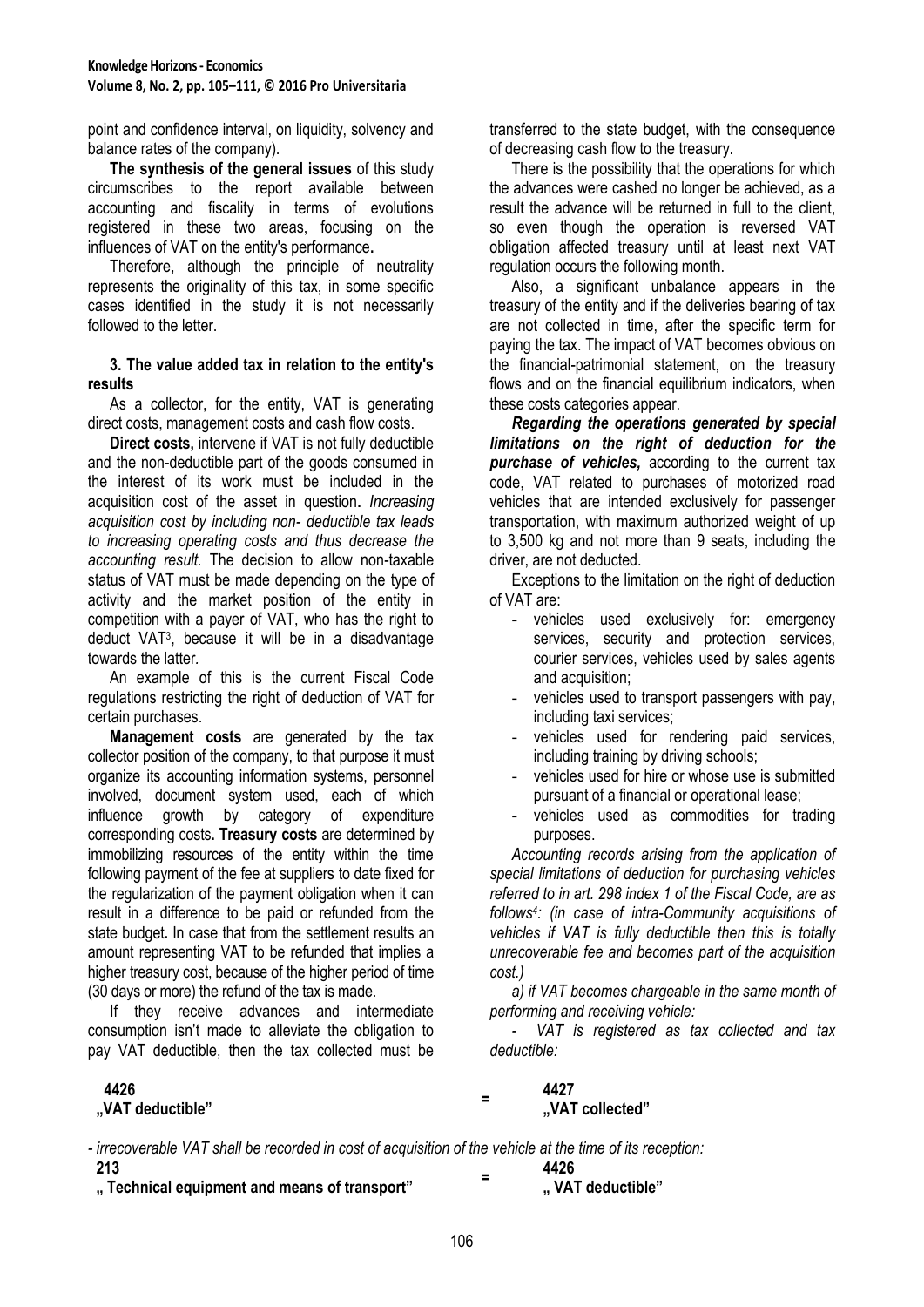point and confidence interval, on liquidity, solvency and balance rates of the company).

**The synthesis of the general issues** of this study circumscribes to the report available between accounting and fiscality in terms of evolutions registered in these two areas, focusing on the influences of VAT on the entity's performance**.**

Therefore, although the principle of neutrality represents the originality of this tax, in some specific cases identified in the study it is not necessarily followed to the letter.

### 3. The value added tax in relation to the entity's results

As a collector, for the entity, VAT is generating direct costs, management costs and cash flow costs.

**Direct costs,** intervene if VAT is not fully deductible and the non-deductible part of the goods consumed in the interest of its work must be included in the acquisition cost of the asset in question**.** *Increasing acquisition cost by including non- deductible tax leads to increasing operating costs and thus decrease the accounting result.* The decision to allow non-taxable status of VAT must be made depending on the type of activity and the market position of the entity in competition with a payer of VAT, who has the right to deduct VAT[3], because it will be in a disadvantage towards the latter.

An example of this is the current Fiscal Code regulations restricting the right of deduction of VAT for certain purchases.

**Management costs** are generated by the tax collector position of the company, to that purpose it must organize its accounting information systems, personnel involved, document system used, each of which influence growth by category of expenditure corresponding costs**. Treasury costs** are determined by immobilizing resources of the entity within the time following payment of the fee at suppliers to date fixed for the regularization of the payment obligation when it can result in a difference to be paid or refunded from the state budget**.** In case that from the settlement results an amount representing VAT to be refunded that implies a higher treasury cost, because of the higher period of time (30 days or more) the refund of the tax is made.

If they receive advances and intermediate consumption isn't made to alleviate the obligation to pay VAT deductible, then the tax collected must be transferred to the state budget, with the consequence of decreasing cash flow to the treasury.

There is the possibility that the operations for which the advances were cashed no longer be achieved, as a result the advance will be returned in full to the client, so even though the operation is reversed VAT obligation affected treasury until at least next VAT regulation occurs the following month.

Also, a significant unbalance appears in the treasury of the entity and if the deliveries bearing of tax are not collected in time, after the specific term for paying the tax. The impact of VAT becomes obvious on the financial-patrimonial statement, on the treasury flows and on the financial equilibrium indicators, when these costs categories appear.

***Regarding the operations generated by special limitations on the right of deduction for the purchase of vehicles,*** according to the current tax code, VAT related to purchases of motorized road vehicles that are intended exclusively for passenger transportation, with maximum authorized weight of up to 3,500 kg and not more than 9 seats, including the driver, are not deducted.

Exceptions to the limitation on the right of deduction of VAT are:

- vehicles used exclusively for: emergency services, security and protection services, courier services, vehicles used by sales agents and acquisition;
- vehicles used to transport passengers with pay, including taxi services;
- vehicles used for rendering paid services, including training by driving schools;
- vehicles used for hire or whose use is submitted pursuant of a financial or operational lease;
- vehicles used as commodities for trading purposes.

*Accounting records arising from the application of special limitations of deduction for purchasing vehicles referred to in art. 298 index 1 of the Fiscal Code, are as follows[4]: (in case of intra-Community acquisitions of vehicles if VAT is fully deductible then this is totally unrecoverable fee and becomes part of the acquisition cost.)*

*a) if VAT becomes chargeable in the same month of performing and receiving vehicle:*

*- VAT is registered as tax collected and tax deductible:*

| **4426** „**VAT deductible"** | = | **4427** „**VAT collected"** |
|---|---|---|

*- irrecoverable VAT shall be recorded in cost of acquisition of the vehicle at the time of its reception:*

| **213** „ **Technical equipment and means of transport"** | = | **4426** „ **VAT deductible"** |
|---|---|---|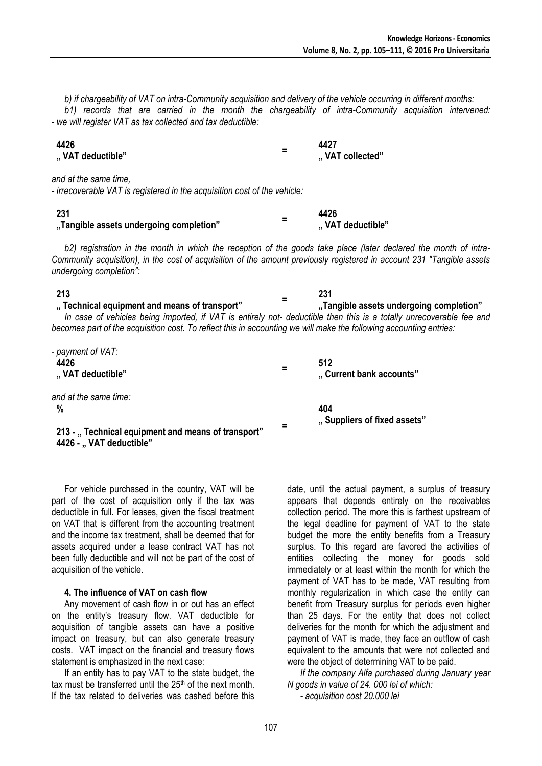*b) if chargeability of VAT on intra-Community acquisition and delivery of the vehicle occurring in different months:*

*b1) records that are carried in the month the chargeability of intra-Community acquisition intervened:*
*- we will register VAT as tax collected and tax deductible:*

| | | |
|---|---|---|
| **4426** **„ VAT deductible"** | **=** | **4427** **„ VAT collected"** |

*and at the same time,*
*- irrecoverable VAT is registered in the acquisition cost of the vehicle:*

| | | |
|---|---|---|
| **231** **„Tangible assets undergoing completion"** | **=** | **4426** **„ VAT deductible"** |

*b2) registration in the month in which the reception of the goods take place (later declared the month of intra-Community acquisition), in the cost of acquisition of the amount previously registered in account 231 "Tangible assets undergoing completion":*

| | | |
|---|---|---|
| **213** **„ Technical equipment and means of transport"** | **=** | **231** **„Tangible assets undergoing completion"** |

*In case of vehicles being imported, if VAT is entirely not- deductible then this is a totally unrecoverable fee and becomes part of the acquisition cost. To reflect this in accounting we will make the following accounting entries:*

*- payment of VAT:*

| | | |
|---|---|---|
| **4426** **„ VAT deductible"** | **=** | **512** **„ Current bank accounts"** |

*and at the same time:*

| | | |
|---|---|---|
| **%** **213 - „ Technical equipment and means of transport"** **4426 - „ VAT deductible"** | **=** | **404** **„ Suppliers of fixed assets"** |

For vehicle purchased in the country, VAT will be part of the cost of acquisition only if the tax was deductible in full. For leases, given the fiscal treatment on VAT that is different from the accounting treatment and the income tax treatment, shall be deemed that for assets acquired under a lease contract VAT has not been fully deductible and will not be part of the cost of acquisition of the vehicle.

#### 4. The influence of VAT on cash flow

Any movement of cash flow in or out has an effect on the entity's treasury flow. VAT deductible for acquisition of tangible assets can have a positive impact on treasury, but can also generate treasury costs. VAT impact on the financial and treasury flows statement is emphasized in the next case:

If an entity has to pay VAT to the state budget, the tax must be transferred until the 25th of the next month. If the tax related to deliveries was cashed before this date, until the actual payment, a surplus of treasury appears that depends entirely on the receivables collection period. The more this is farthest upstream of the legal deadline for payment of VAT to the state budget the more the entity benefits from a Treasury surplus. To this regard are favored the activities of entities collecting the money for goods sold immediately or at least within the month for which the payment of VAT has to be made, VAT resulting from monthly regularization in which case the entity can benefit from Treasury surplus for periods even higher than 25 days. For the entity that does not collect deliveries for the month for which the adjustment and payment of VAT is made, they face an outflow of cash equivalent to the amounts that were not collected and were the object of determining VAT to be paid.

*If the company Alfa purchased during January year N goods in value of 24. 000 lei of which:*

*- acquisition cost 20.000 lei*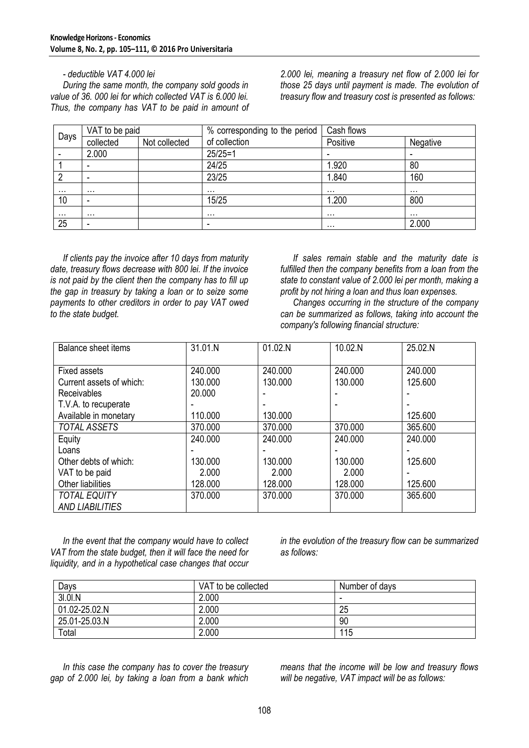*- deductible VAT 4.000 lei*

*During the same month, the company sold goods in value of 36. 000 lei for which collected VAT is 6.000 lei. Thus, the company has VAT to be paid in amount of 2.000 lei, meaning a treasury net flow of 2.000 lei for those 25 days until payment is made. The evolution of treasury flow and treasury cost is presented as follows:*

| Days | VAT to be paid | | % corresponding to the period of collection | Cash flows | |
|---|---|---|---|---|---|
| | collected | Not collected | | Positive | Negative |
| - | 2.000 | | 25/25=1 | - | - |
| 1 | - | | 24/25 | 1.920 | 80 |
| 2 | - | | 23/25 | 1.840 | 160 |
| … | … | | … | … | … |
| 10 | - | | 15/25 | 1.200 | 800 |
| … | … | | … | … | … |
| 25 | - | | - | … | 2.000 |

*If clients pay the invoice after 10 days from maturity date, treasury flows decrease with 800 lei. If the invoice is not paid by the client then the company has to fill up the gap in treasury by taking a loan or to seize some payments to other creditors in order to pay VAT owed to the state budget.*

*If sales remain stable and the maturity date is fulfilled then the company benefits from a loan from the state to constant value of 2.000 lei per month, making a profit by not hiring a loan and thus loan expenses.*

*Changes occurring in the structure of the company can be summarized as follows, taking into account the company's following financial structure:*

| Balance sheet items | 31.01.N | 01.02.N | 10.02.N | 25.02.N |
|---|---|---|---|---|
| Fixed assets | 240.000 | 240.000 | 240.000 | 240.000 |
| Current assets of which: | 130.000 | 130.000 | 130.000 | 125.600 |
| Receivables | 20.000 | - | - | - |
| T.V.A. to recuperate | - | - | - | - |
| Available in monetary | 110.000 | 130.000 | | 125.600 |
| *TOTAL ASSETS* | 370.000 | 370.000 | 370.000 | 365.600 |
| Equity | 240.000 | 240.000 | 240.000 | 240.000 |
| Loans | - | - | - | - |
| Other debts of which: | 130.000 | 130.000 | 130.000 | 125.600 |
| VAT to be paid | 2.000 | 2.000 | 2.000 | - |
| Other liabilities | 128.000 | 128.000 | 128.000 | 125.600 |
| *TOTAL EQUITY AND LIABILITIES* | 370.000 | 370.000 | 370.000 | 365.600 |

*In the event that the company would have to collect VAT from the state budget, then it will face the need for liquidity, and in a hypothetical case changes that occur in the evolution of the treasury flow can be summarized as follows:*

| Days | VAT to be collected | Number of days |
|---|---|---|
| 3l.0l.N | 2.000 | - |
| 01.02-25.02.N | 2.000 | 25 |
| 25.01-25.03.N | 2.000 | 90 |
| Total | 2.000 | 115 |

*In this case the company has to cover the treasury gap of 2.000 lei, by taking a loan from a bank which means that the income will be low and treasury flows will be negative, VAT impact will be as follows:*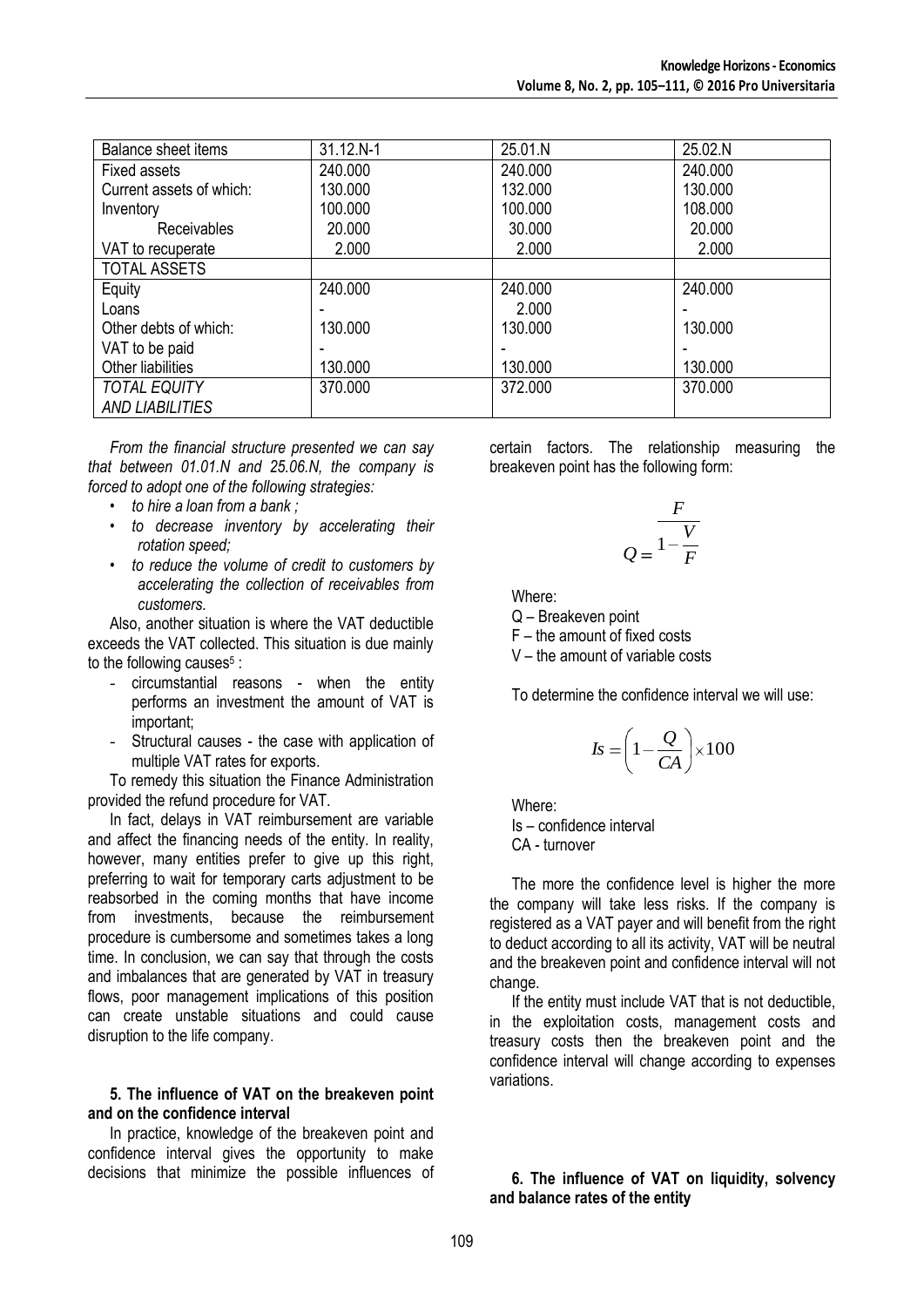| Balance sheet items | 31.12.N-1 | 25.01.N | 25.02.N |
| --- | --- | --- | --- |
| Fixed assets | 240.000 | 240.000 | 240.000 |
| Current assets of which: | 130.000 | 132.000 | 130.000 |
| Inventory | 100.000 | 100.000 | 108.000 |
| Receivables | 20.000 | 30.000 | 20.000 |
| VAT to recuperate | 2.000 | 2.000 | 2.000 |
| TOTAL ASSETS | | | |
| Equity | 240.000 | 240.000 | 240.000 |
| Loans | - | 2.000 | - |
| Other debts of which: | 130.000 | 130.000 | 130.000 |
| VAT to be paid | - | - | - |
| Other liabilities | 130.000 | 130.000 | 130.000 |
| *TOTAL EQUITY AND LIABILITIES* | 370.000 | 372.000 | 370.000 |

*From the financial structure presented we can say that between 01.01.N and 25.06.N, the company is forced to adopt one of the following strategies:*

- *to hire a loan from a bank ;*
- *to decrease inventory by accelerating their rotation speed;*
- *to reduce the volume of credit to customers by accelerating the collection of receivables from customers.*

Also, another situation is where the VAT deductible exceeds the VAT collected. This situation is due mainly to the following causes[5] :

- circumstantial reasons - when the entity performs an investment the amount of VAT is important;
- Structural causes - the case with application of multiple VAT rates for exports.

To remedy this situation the Finance Administration provided the refund procedure for VAT.

In fact, delays in VAT reimbursement are variable and affect the financing needs of the entity. In reality, however, many entities prefer to give up this right, preferring to wait for temporary carts adjustment to be reabsorbed in the coming months that have income from investments, because the reimbursement procedure is cumbersome and sometimes takes a long time. In conclusion, we can say that through the costs and imbalances that are generated by VAT in treasury flows, poor management implications of this position can create unstable situations and could cause disruption to the life company.

#### 5. The influence of VAT on the breakeven point and on the confidence interval

In practice, knowledge of the breakeven point and confidence interval gives the opportunity to make decisions that minimize the possible influences of certain factors. The relationship measuring the breakeven point has the following form:

$$Q = \frac{F}{1 - \frac{V}{F}}$$

Where:

Q – Breakeven point

F – the amount of fixed costs

V – the amount of variable costs

To determine the confidence interval we will use:

$$Is = \left(1 - \frac{Q}{CA}\right) \times 100$$

Where:

Is – confidence interval

CA - turnover

The more the confidence level is higher the more the company will take less risks. If the company is registered as a VAT payer and will benefit from the right to deduct according to all its activity, VAT will be neutral and the breakeven point and confidence interval will not change.

If the entity must include VAT that is not deductible, in the exploitation costs, management costs and treasury costs then the breakeven point and the confidence interval will change according to expenses variations.

#### 6. The influence of VAT on liquidity, solvency and balance rates of the entity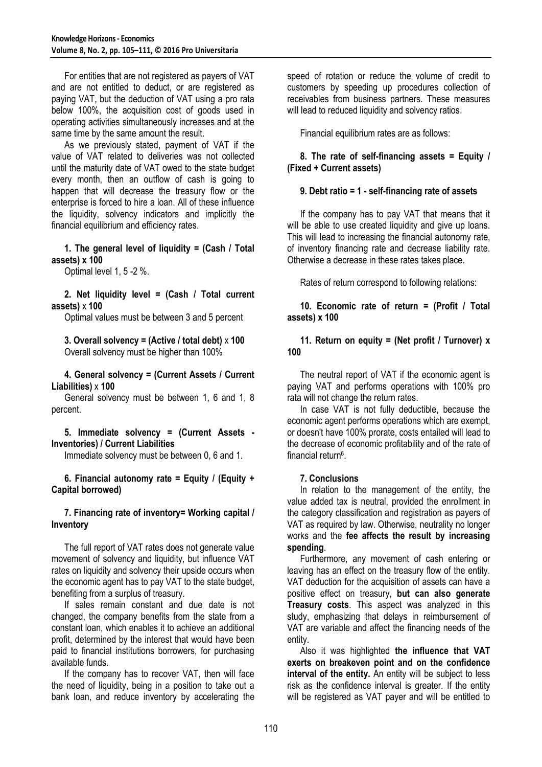For entities that are not registered as payers of VAT and are not entitled to deduct, or are registered as paying VAT, but the deduction of VAT using a pro rata below 100%, the acquisition cost of goods used in operating activities simultaneously increases and at the same time by the same amount the result.

As we previously stated, payment of VAT if the value of VAT related to deliveries was not collected until the maturity date of VAT owed to the state budget every month, then an outflow of cash is going to happen that will decrease the treasury flow or the enterprise is forced to hire a loan. All of these influence the liquidity, solvency indicators and implicitly the financial equilibrium and efficiency rates.

**1. The general level of liquidity = (Cash / Total assets) x 100**

Optimal level 1, 5 -2 %.

**2. Net liquidity level = (Cash / Total current assets)** x **100**

Optimal values must be between 3 and 5 percent

**3. Overall solvency = (Active / total debt)** x **100**

Overall solvency must be higher than 100%

**4. General solvency = (Current Assets / Current Liabilities)** x **100**

General solvency must be between 1, 6 and 1, 8 percent.

**5. Immediate solvency = (Current Assets - Inventories) / Current Liabilities**

Immediate solvency must be between 0, 6 and 1.

**6. Financial autonomy rate = Equity / (Equity + Capital borrowed)**

**7. Financing rate of inventory= Working capital / Inventory**

The full report of VAT rates does not generate value movement of solvency and liquidity, but influence VAT rates on liquidity and solvency their upside occurs when the economic agent has to pay VAT to the state budget, benefiting from a surplus of treasury.

If sales remain constant and due date is not changed, the company benefits from the state from a constant loan, which enables it to achieve an additional profit, determined by the interest that would have been paid to financial institutions borrowers, for purchasing available funds.

If the company has to recover VAT, then will face the need of liquidity, being in a position to take out a bank loan, and reduce inventory by accelerating the speed of rotation or reduce the volume of credit to customers by speeding up procedures collection of receivables from business partners. These measures will lead to reduced liquidity and solvency ratios.

Financial equilibrium rates are as follows:

**8. The rate of self-financing assets = Equity / (Fixed + Current assets)**

**9. Debt ratio = 1 - self-financing rate of assets**

If the company has to pay VAT that means that it will be able to use created liquidity and give up loans. This will lead to increasing the financial autonomy rate, of inventory financing rate and decrease liability rate. Otherwise a decrease in these rates takes place.

Rates of return correspond to following relations:

**10. Economic rate of return = (Profit / Total assets) x 100**

**11. Return on equity = (Net profit / Turnover) x 100**

The neutral report of VAT if the economic agent is paying VAT and performs operations with 100% pro rata will not change the return rates.

In case VAT is not fully deductible, because the economic agent performs operations which are exempt, or doesn't have 100% prorate, costs entailed will lead to the decrease of economic profitability and of the rate of financial return[6].

## 7. Conclusions

In relation to the management of the entity, the value added tax is neutral, provided the enrollment in the category classification and registration as payers of VAT as required by law. Otherwise, neutrality no longer works and the **fee affects the result by increasing spending**.

Furthermore, any movement of cash entering or leaving has an effect on the treasury flow of the entity. VAT deduction for the acquisition of assets can have a positive effect on treasury, **but can also generate Treasury costs**. This aspect was analyzed in this study, emphasizing that delays in reimbursement of VAT are variable and affect the financing needs of the entity.

Also it was highlighted **the influence that VAT exerts on breakeven point and on the confidence interval of the entity.** An entity will be subject to less risk as the confidence interval is greater. If the entity will be registered as VAT payer and will be entitled to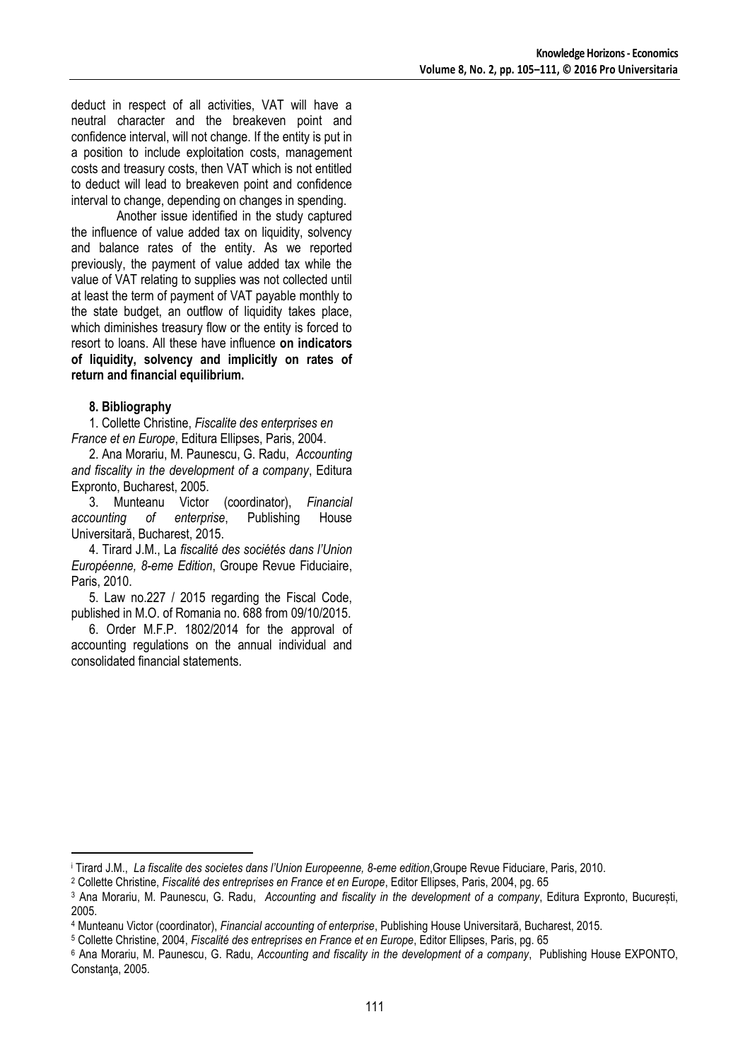deduct in respect of all activities, VAT will have a neutral character and the breakeven point and confidence interval, will not change. If the entity is put in a position to include exploitation costs, management costs and treasury costs, then VAT which is not entitled to deduct will lead to breakeven point and confidence interval to change, depending on changes in spending.

Another issue identified in the study captured the influence of value added tax on liquidity, solvency and balance rates of the entity. As we reported previously, the payment of value added tax while the value of VAT relating to supplies was not collected until at least the term of payment of VAT payable monthly to the state budget, an outflow of liquidity takes place, which diminishes treasury flow or the entity is forced to resort to loans. All these have influence **on indicators of liquidity, solvency and implicitly on rates of return and financial equilibrium.**

## 8. Bibliography

1. Collette Christine, *Fiscalite des enterprises en France et en Europe*, Editura Ellipses, Paris, 2004.
2. Ana Morariu, M. Paunescu, G. Radu, *Accounting and fiscality in the development of a company*, Editura Expronto, Bucharest, 2005.
3. Munteanu Victor (coordinator), *Financial accounting of enterprise*, Publishing House Universitară, Bucharest, 2015.
4. Tirard J.M., La *fiscalité des sociétés dans l'Union Européenne, 8-eme Edition*, Groupe Revue Fiduciaire, Paris, 2010.
5. Law no.227 / 2015 regarding the Fiscal Code, published in M.O. of Romania no. 688 from 09/10/2015.
6. Order M.F.P. 1802/2014 for the approval of accounting regulations on the annual individual and consolidated financial statements.

---

[i] Tirard J.M., *La fiscalite des societes dans l'Union Europeenne, 8-eme edition*,Groupe Revue Fiduciare, Paris, 2010.

[2] Collette Christine, *Fiscalité des entreprises en France et en Europe*, Editor Ellipses, Paris, 2004, pg. 65

[3] Ana Morariu, M. Paunescu, G. Radu, *Accounting and fiscality in the development of a company*, Editura Expronto, București, 2005.

[4] Munteanu Victor (coordinator), *Financial accounting of enterprise*, Publishing House Universitară, Bucharest, 2015.

[5] Collette Christine, 2004, *Fiscalité des entreprises en France et en Europe*, Editor Ellipses, Paris, pg. 65

[6] Ana Morariu, M. Paunescu, G. Radu, *Accounting and fiscality in the development of a company*, Publishing House EXPONTO, Constanţa, 2005.